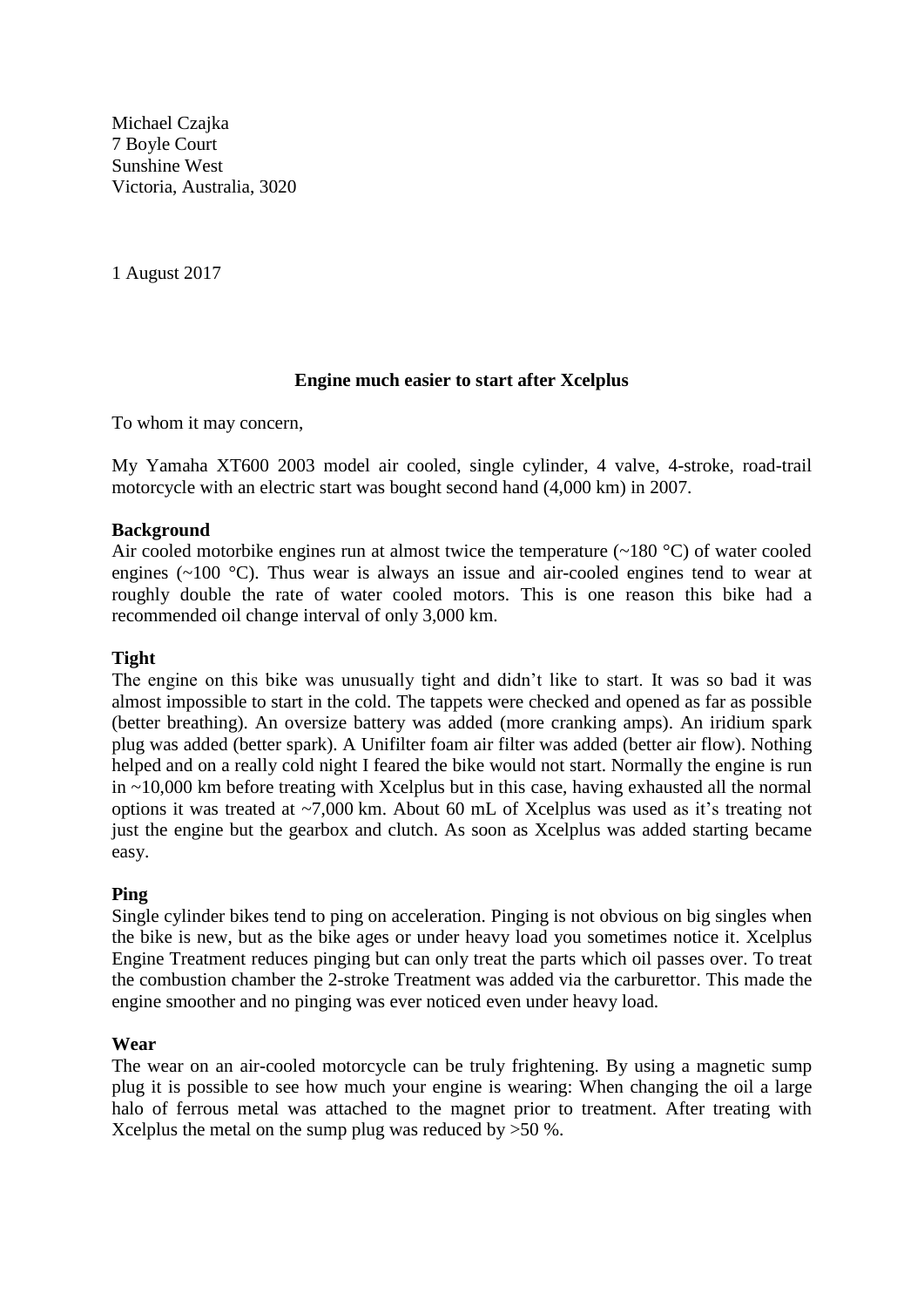Michael Czajka
7 Boyle Court
Sunshine West
Victoria, Australia, 3020

1 August 2017

**Engine much easier to start after Xcelplus**

To whom it may concern,

My Yamaha XT600 2003 model air cooled, single cylinder, 4 valve, 4-stroke, road-trail motorcycle with an electric start was bought second hand (4,000 km) in 2007.

**Background**

Air cooled motorbike engines run at almost twice the temperature (~180 °C) of water cooled engines (~100 °C). Thus wear is always an issue and air-cooled engines tend to wear at roughly double the rate of water cooled motors. This is one reason this bike had a recommended oil change interval of only 3,000 km.

**Tight**

The engine on this bike was unusually tight and didn't like to start. It was so bad it was almost impossible to start in the cold. The tappets were checked and opened as far as possible (better breathing). An oversize battery was added (more cranking amps). An iridium spark plug was added (better spark). A Unifilter foam air filter was added (better air flow). Nothing helped and on a really cold night I feared the bike would not start. Normally the engine is run in ~10,000 km before treating with Xcelplus but in this case, having exhausted all the normal options it was treated at ~7,000 km. About 60 mL of Xcelplus was used as it's treating not just the engine but the gearbox and clutch. As soon as Xcelplus was added starting became easy.

**Ping**

Single cylinder bikes tend to ping on acceleration. Pinging is not obvious on big singles when the bike is new, but as the bike ages or under heavy load you sometimes notice it. Xcelplus Engine Treatment reduces pinging but can only treat the parts which oil passes over. To treat the combustion chamber the 2-stroke Treatment was added via the carburettor. This made the engine smoother and no pinging was ever noticed even under heavy load.

**Wear**

The wear on an air-cooled motorcycle can be truly frightening. By using a magnetic sump plug it is possible to see how much your engine is wearing: When changing the oil a large halo of ferrous metal was attached to the magnet prior to treatment. After treating with Xcelplus the metal on the sump plug was reduced by >50 %.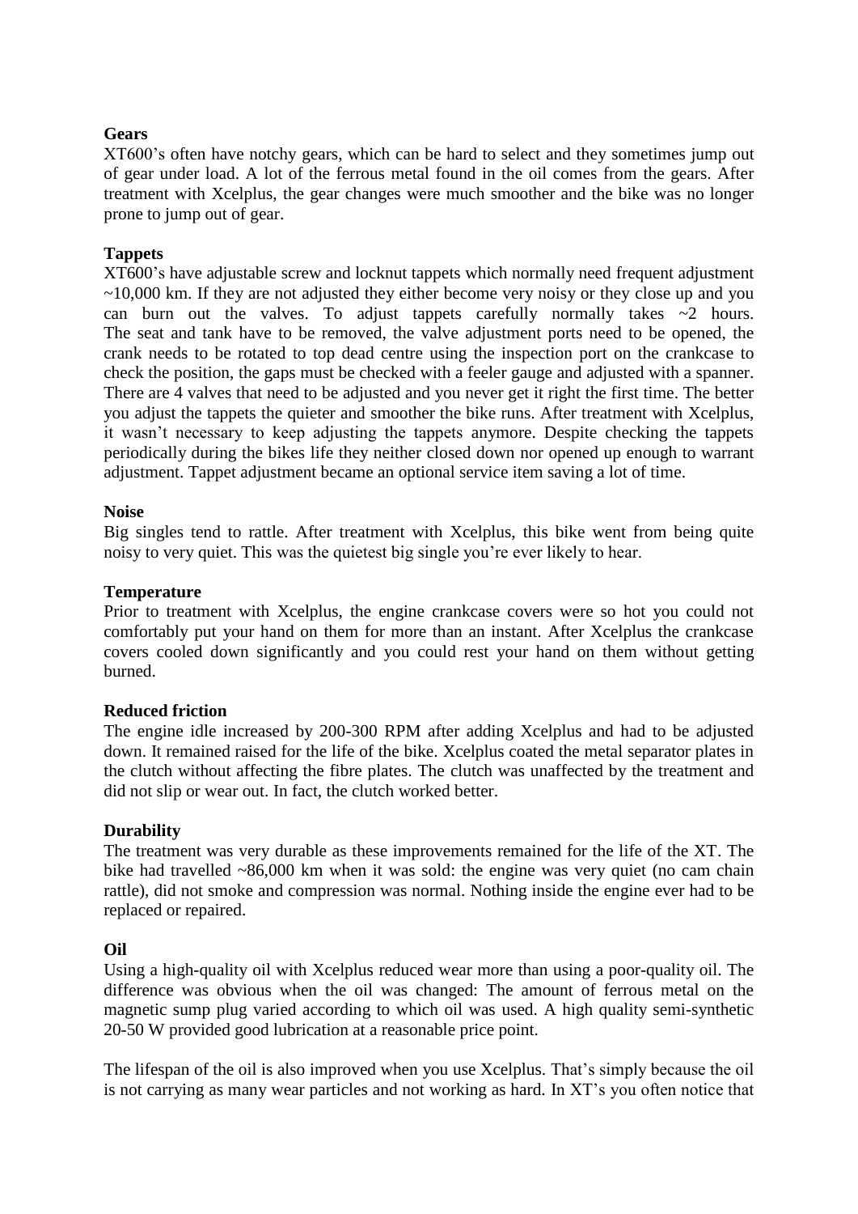**Gears**

XT600's often have notchy gears, which can be hard to select and they sometimes jump out of gear under load. A lot of the ferrous metal found in the oil comes from the gears. After treatment with Xcelplus, the gear changes were much smoother and the bike was no longer prone to jump out of gear.

**Tappets**

XT600's have adjustable screw and locknut tappets which normally need frequent adjustment ~10,000 km. If they are not adjusted they either become very noisy or they close up and you can burn out the valves. To adjust tappets carefully normally takes ~2 hours. The seat and tank have to be removed, the valve adjustment ports need to be opened, the crank needs to be rotated to top dead centre using the inspection port on the crankcase to check the position, the gaps must be checked with a feeler gauge and adjusted with a spanner. There are 4 valves that need to be adjusted and you never get it right the first time. The better you adjust the tappets the quieter and smoother the bike runs. After treatment with Xcelplus, it wasn't necessary to keep adjusting the tappets anymore. Despite checking the tappets periodically during the bikes life they neither closed down nor opened up enough to warrant adjustment. Tappet adjustment became an optional service item saving a lot of time.

**Noise**

Big singles tend to rattle. After treatment with Xcelplus, this bike went from being quite noisy to very quiet. This was the quietest big single you're ever likely to hear.

**Temperature**

Prior to treatment with Xcelplus, the engine crankcase covers were so hot you could not comfortably put your hand on them for more than an instant. After Xcelplus the crankcase covers cooled down significantly and you could rest your hand on them without getting burned.

**Reduced friction**

The engine idle increased by 200-300 RPM after adding Xcelplus and had to be adjusted down. It remained raised for the life of the bike. Xcelplus coated the metal separator plates in the clutch without affecting the fibre plates. The clutch was unaffected by the treatment and did not slip or wear out. In fact, the clutch worked better.

**Durability**

The treatment was very durable as these improvements remained for the life of the XT. The bike had travelled ~86,000 km when it was sold: the engine was very quiet (no cam chain rattle), did not smoke and compression was normal. Nothing inside the engine ever had to be replaced or repaired.

**Oil**

Using a high-quality oil with Xcelplus reduced wear more than using a poor-quality oil. The difference was obvious when the oil was changed: The amount of ferrous metal on the magnetic sump plug varied according to which oil was used. A high quality semi-synthetic 20-50 W provided good lubrication at a reasonable price point.

The lifespan of the oil is also improved when you use Xcelplus. That's simply because the oil is not carrying as many wear particles and not working as hard. In XT's you often notice that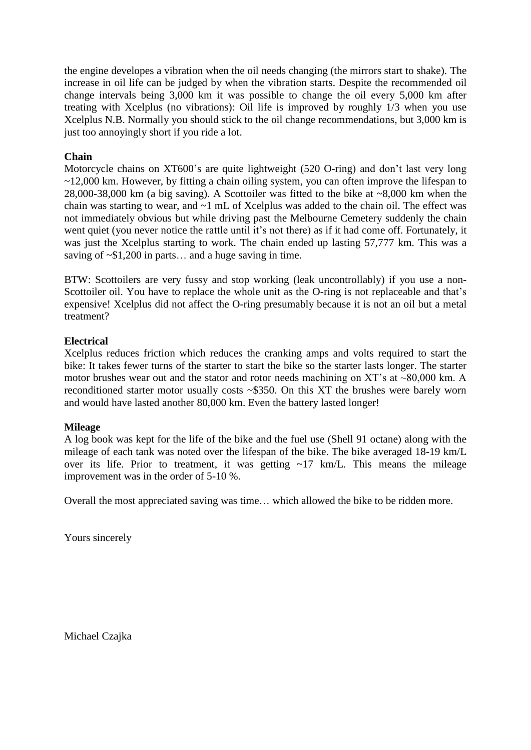the engine developes a vibration when the oil needs changing (the mirrors start to shake). The increase in oil life can be judged by when the vibration starts. Despite the recommended oil change intervals being 3,000 km it was possible to change the oil every 5,000 km after treating with Xcelplus (no vibrations): Oil life is improved by roughly 1/3 when you use Xcelplus N.B. Normally you should stick to the oil change recommendations, but 3,000 km is just too annoyingly short if you ride a lot.

**Chain**

Motorcycle chains on XT600's are quite lightweight (520 O-ring) and don't last very long ~12,000 km. However, by fitting a chain oiling system, you can often improve the lifespan to 28,000-38,000 km (a big saving). A Scottoiler was fitted to the bike at ~8,000 km when the chain was starting to wear, and ~1 mL of Xcelplus was added to the chain oil. The effect was not immediately obvious but while driving past the Melbourne Cemetery suddenly the chain went quiet (you never notice the rattle until it's not there) as if it had come off. Fortunately, it was just the Xcelplus starting to work. The chain ended up lasting 57,777 km. This was a saving of ~$1,200 in parts… and a huge saving in time.

BTW: Scottoilers are very fussy and stop working (leak uncontrollably) if you use a non-Scottoiler oil. You have to replace the whole unit as the O-ring is not replaceable and that's expensive! Xcelplus did not affect the O-ring presumably because it is not an oil but a metal treatment?

**Electrical**

Xcelplus reduces friction which reduces the cranking amps and volts required to start the bike: It takes fewer turns of the starter to start the bike so the starter lasts longer. The starter motor brushes wear out and the stator and rotor needs machining on XT's at ~80,000 km. A reconditioned starter motor usually costs ~$350. On this XT the brushes were barely worn and would have lasted another 80,000 km. Even the battery lasted longer!

**Mileage**

A log book was kept for the life of the bike and the fuel use (Shell 91 octane) along with the mileage of each tank was noted over the lifespan of the bike. The bike averaged 18-19 km/L over its life. Prior to treatment, it was getting ~17 km/L. This means the mileage improvement was in the order of 5-10 %.

Overall the most appreciated saving was time… which allowed the bike to be ridden more.

Yours sincerely

Michael Czajka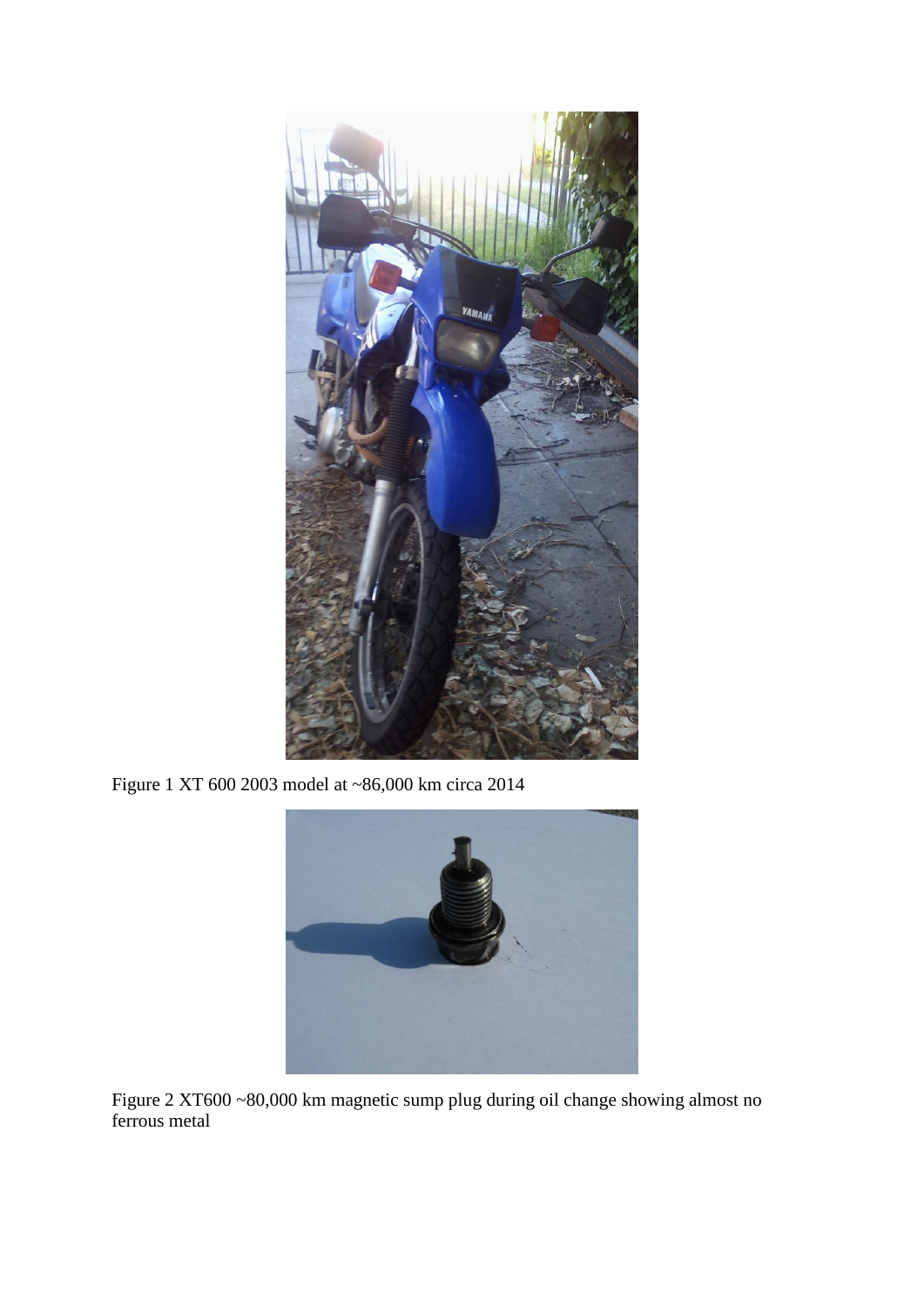Figure 1 XT 600 2003 model at ~86,000 km circa 2014

Figure 2 XT600 ~80,000 km magnetic sump plug during oil change showing almost no ferrous metal